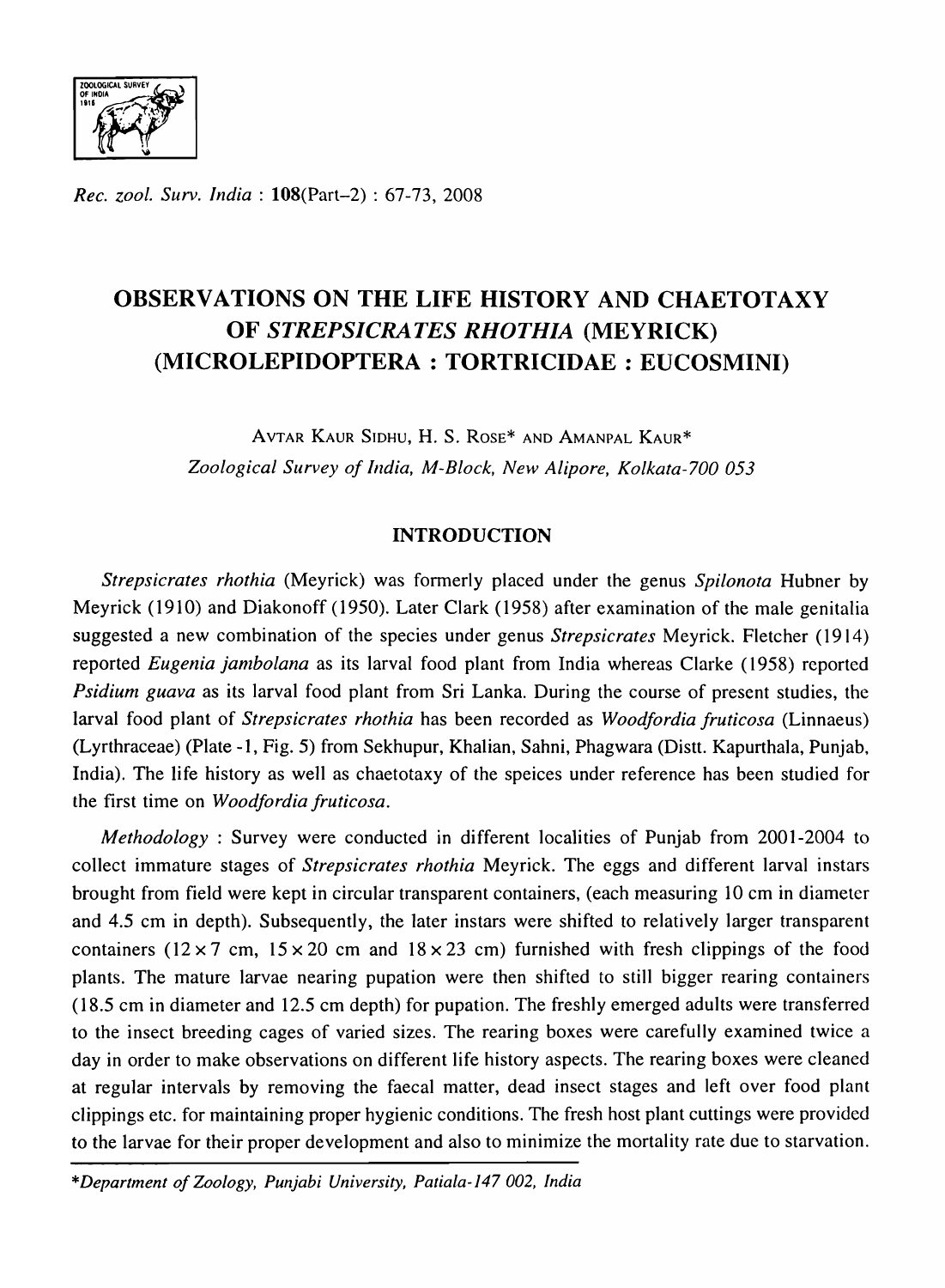# OBSERVATIONS ON THE LIFE HISTORY AND CHAETOTAXY OF *STREPSICRATES RHOTHIA* (MEYRICK) (MICROLEPIDOPTERA : TORTRICIDAE : EUCOSMINI)

AVTAR KAUR SIDHU, H. S. ROSE* AND AMANPAL KAUR*

*Zoological Survey of India, M-Block, New Alipore, Kolkata-700 053*

## INTRODUCTION

*Strepsicrates rhothia* (Meyrick) was formerly placed under the genus *Spilonota* Hubner by Meyrick (1910) and Diakonoff (1950). Later Clark (1958) after examination of the male genitalia suggested a new combination of the species under genus *Strepsicrates* Meyrick. Fletcher (1914) reported *Eugenia jambolana* as its larval food plant from India whereas Clarke (1958) reported *Psidium guava* as its larval food plant from Sri Lanka. During the course of present studies, the larval food plant of *Strepsicrates rhothia* has been recorded as *Woodfordia fruticosa* (Linnaeus) (Lyrthraceae) (Plate -1, Fig. 5) from Sekhupur, Khalian, Sahni, Phagwara (Distt. Kapurthala, Punjab, India). The life history as well as chaetotaxy of the speices under reference has been studied for the first time on *Woodfordia fruticosa*.

*Methodology* : Survey were conducted in different localities of Punjab from 2001-2004 to collect immature stages of *Strepsicrates rhothia* Meyrick. The eggs and different larval instars brought from field were kept in circular transparent containers, (each measuring 10 cm in diameter and 4.5 cm in depth). Subsequently, the later instars were shifted to relatively larger transparent containers (12 × 7 cm, 15 × 20 cm and 18 × 23 cm) furnished with fresh clippings of the food plants. The mature larvae nearing pupation were then shifted to still bigger rearing containers (18.5 cm in diameter and 12.5 cm depth) for pupation. The freshly emerged adults were transferred to the insect breeding cages of varied sizes. The rearing boxes were carefully examined twice a day in order to make observations on different life history aspects. The rearing boxes were cleaned at regular intervals by removing the faecal matter, dead insect stages and left over food plant clippings etc. for maintaining proper hygienic conditions. The fresh host plant cuttings were provided to the larvae for their proper development and also to minimize the mortality rate due to starvation.

*\*Department of Zoology, Punjabi University, Patiala-147 002, India*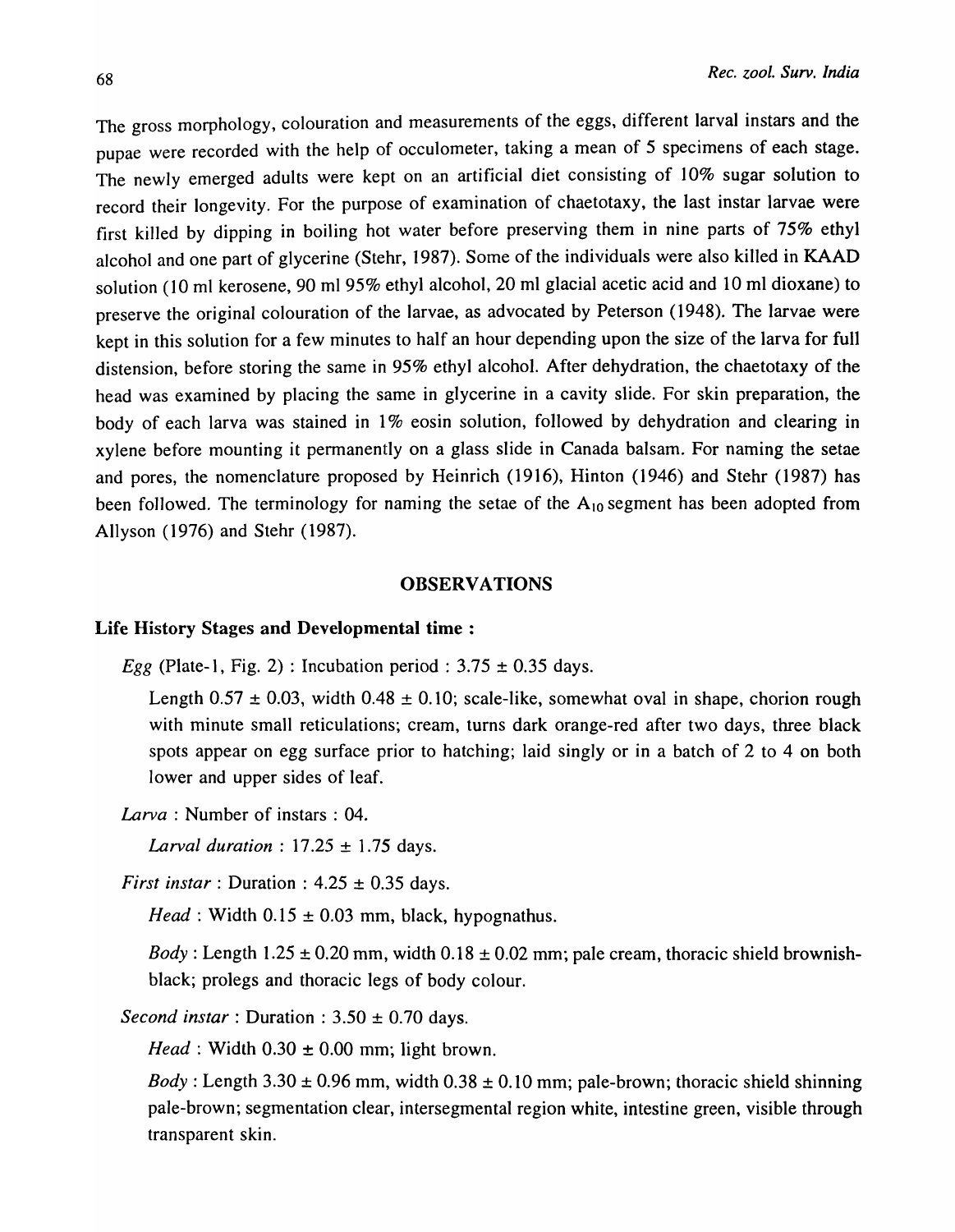The gross morphology, colouration and measurements of the eggs, different larval instars and the pupae were recorded with the help of occulometer, taking a mean of 5 specimens of each stage. The newly emerged adults were kept on an artificial diet consisting of 10% sugar solution to record their longevity. For the purpose of examination of chaetotaxy, the last instar larvae were first killed by dipping in boiling hot water before preserving them in nine parts of 75% ethyl alcohol and one part of glycerine (Stehr, 1987). Some of the individuals were also killed in KAAD solution (10 ml kerosene, 90 ml 95% ethyl alcohol, 20 ml glacial acetic acid and 10 ml dioxane) to preserve the original colouration of the larvae, as advocated by Peterson (1948). The larvae were kept in this solution for a few minutes to half an hour depending upon the size of the larva for full distension, before storing the same in 95% ethyl alcohol. After dehydration, the chaetotaxy of the head was examined by placing the same in glycerine in a cavity slide. For skin preparation, the body of each larva was stained in 1% eosin solution, followed by dehydration and clearing in xylene before mounting it permanently on a glass slide in Canada balsam. For naming the setae and pores, the nomenclature proposed by Heinrich (1916), Hinton (1946) and Stehr (1987) has been followed. The terminology for naming the setae of the $A_{10}$ segment has been adopted from Allyson (1976) and Stehr (1987).

## OBSERVATIONS

### Life History Stages and Developmental time :

*Egg* (Plate-1, Fig. 2) : Incubation period : 3.75 ± 0.35 days.

Length 0.57 ± 0.03, width 0.48 ± 0.10; scale-like, somewhat oval in shape, chorion rough with minute small reticulations; cream, turns dark orange-red after two days, three black spots appear on egg surface prior to hatching; laid singly or in a batch of 2 to 4 on both lower and upper sides of leaf.

*Larva* : Number of instars : 04.

*Larval duration* : 17.25 ± 1.75 days.

*First instar* : Duration : 4.25 ± 0.35 days.

*Head* : Width 0.15 ± 0.03 mm, black, hypognathus.

*Body* : Length 1.25 ± 0.20 mm, width 0.18 ± 0.02 mm; pale cream, thoracic shield brownish-black; prolegs and thoracic legs of body colour.

*Second instar* : Duration : 3.50 ± 0.70 days.

*Head* : Width 0.30 ± 0.00 mm; light brown.

*Body* : Length 3.30 ± 0.96 mm, width 0.38 ± 0.10 mm; pale-brown; thoracic shield shinning pale-brown; segmentation clear, intersegmental region white, intestine green, visible through transparent skin.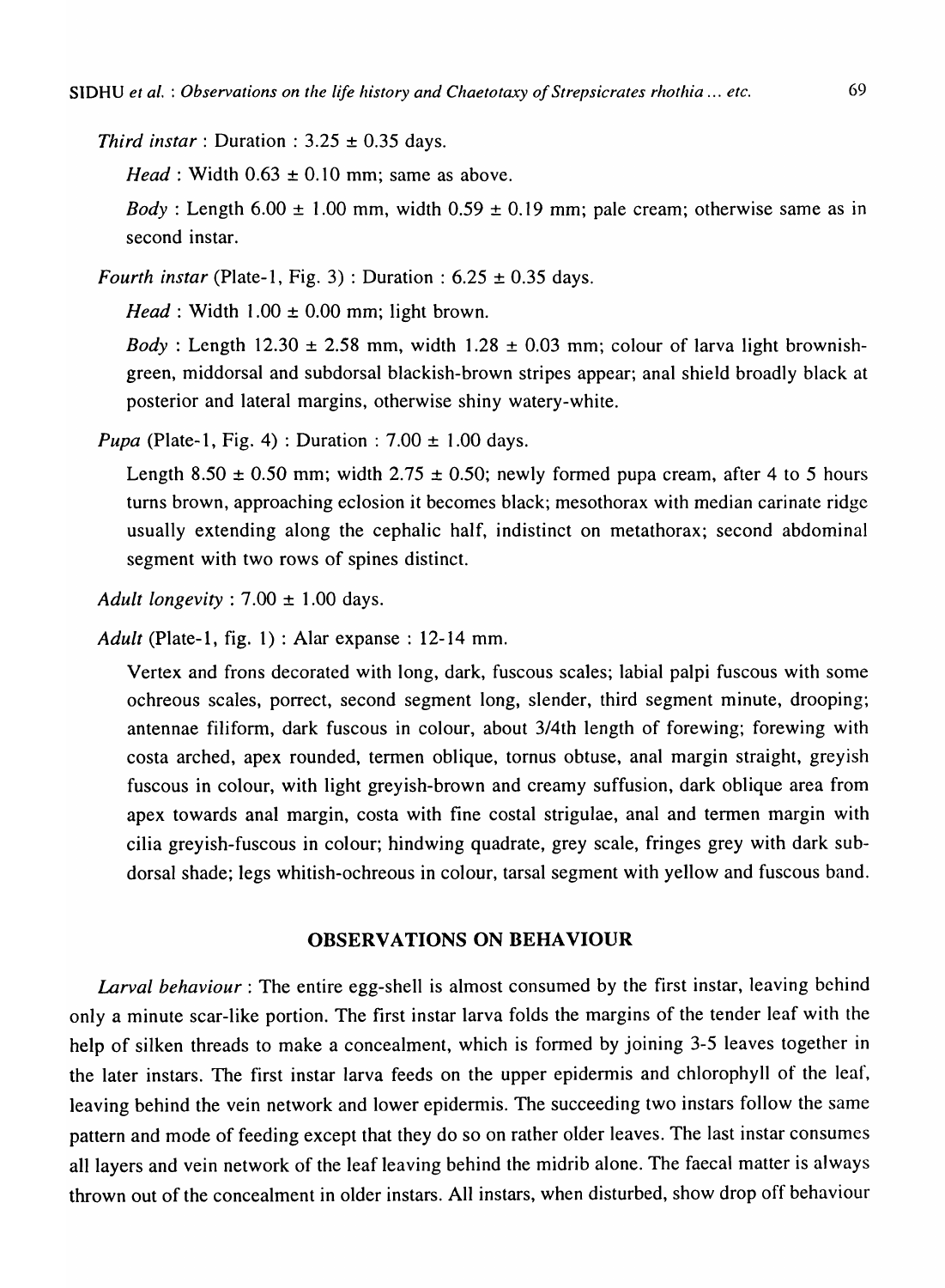*Third instar* : Duration : 3.25 ± 0.35 days.

*Head* : Width 0.63 ± 0.10 mm; same as above.

*Body* : Length 6.00 ± 1.00 mm, width 0.59 ± 0.19 mm; pale cream; otherwise same as in second instar.

*Fourth instar* (Plate-1, Fig. 3) : Duration : 6.25 ± 0.35 days.

*Head* : Width 1.00 ± 0.00 mm; light brown.

*Body* : Length 12.30 ± 2.58 mm, width 1.28 ± 0.03 mm; colour of larva light brownish-green, middorsal and subdorsal blackish-brown stripes appear; anal shield broadly black at posterior and lateral margins, otherwise shiny watery-white.

*Pupa* (Plate-1, Fig. 4) : Duration : 7.00 ± 1.00 days.

Length 8.50 ± 0.50 mm; width 2.75 ± 0.50; newly formed pupa cream, after 4 to 5 hours turns brown, approaching eclosion it becomes black; mesothorax with median carinate ridge usually extending along the cephalic half, indistinct on metathorax; second abdominal segment with two rows of spines distinct.

*Adult longevity* : 7.00 ± 1.00 days.

*Adult* (Plate-1, fig. 1) : Alar expanse : 12-14 mm.

Vertex and frons decorated with long, dark, fuscous scales; labial palpi fuscous with some ochreous scales, porrect, second segment long, slender, third segment minute, drooping; antennae filiform, dark fuscous in colour, about 3/4th length of forewing; forewing with costa arched, apex rounded, termen oblique, tornus obtuse, anal margin straight, greyish fuscous in colour, with light greyish-brown and creamy suffusion, dark oblique area from apex towards anal margin, costa with fine costal strigulae, anal and termen margin with cilia greyish-fuscous in colour; hindwing quadrate, grey scale, fringes grey with dark sub-dorsal shade; legs whitish-ochreous in colour, tarsal segment with yellow and fuscous band.

## OBSERVATIONS ON BEHAVIOUR

*Larval behaviour* : The entire egg-shell is almost consumed by the first instar, leaving behind only a minute scar-like portion. The first instar larva folds the margins of the tender leaf with the help of silken threads to make a concealment, which is formed by joining 3-5 leaves together in the later instars. The first instar larva feeds on the upper epidermis and chlorophyll of the leaf, leaving behind the vein network and lower epidermis. The succeeding two instars follow the same pattern and mode of feeding except that they do so on rather older leaves. The last instar consumes all layers and vein network of the leaf leaving behind the midrib alone. The faecal matter is always thrown out of the concealment in older instars. All instars, when disturbed, show drop off behaviour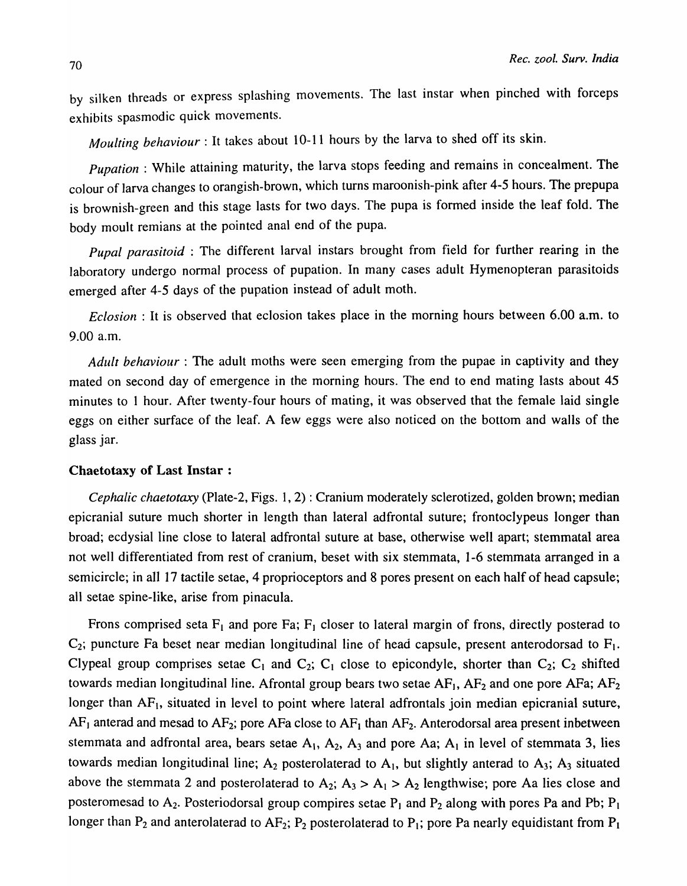by silken threads or express splashing movements. The last instar when pinched with forceps exhibits spasmodic quick movements.

*Moulting behaviour* : It takes about 10-11 hours by the larva to shed off its skin.

*Pupation* : While attaining maturity, the larva stops feeding and remains in concealment. The colour of larva changes to orangish-brown, which turns maroonish-pink after 4-5 hours. The prepupa is brownish-green and this stage lasts for two days. The pupa is formed inside the leaf fold. The body moult remians at the pointed anal end of the pupa.

*Pupal parasitoid* : The different larval instars brought from field for further rearing in the laboratory undergo normal process of pupation. In many cases adult Hymenopteran parasitoids emerged after 4-5 days of the pupation instead of adult moth.

*Eclosion* : It is observed that eclosion takes place in the morning hours between 6.00 a.m. to 9.00 a.m.

*Adult behaviour* : The adult moths were seen emerging from the pupae in captivity and they mated on second day of emergence in the morning hours. The end to end mating lasts about 45 minutes to 1 hour. After twenty-four hours of mating, it was observed that the female laid single eggs on either surface of the leaf. A few eggs were also noticed on the bottom and walls of the glass jar.

**Chaetotaxy of Last Instar :**

*Cephalic chaetotaxy* (Plate-2, Figs. 1, 2) : Cranium moderately sclerotized, golden brown; median epicranial suture much shorter in length than lateral adfrontal suture; frontoclypeus longer than broad; ecdysial line close to lateral adfrontal suture at base, otherwise well apart; stemmatal area not well differentiated from rest of cranium, beset with six stemmata, 1-6 stemmata arranged in a semicircle; in all 17 tactile setae, 4 proprioceptors and 8 pores present on each half of head capsule; all setae spine-like, arise from pinacula.

Frons comprised seta $F_1$ and pore Fa; $F_1$ closer to lateral margin of frons, directly posterad to $C_2$; puncture Fa beset near median longitudinal line of head capsule, present anterodorsad to $F_1$. Clypeal group comprises setae $C_1$ and $C_2$; $C_1$ close to epicondyle, shorter than $C_2$; $C_2$ shifted towards median longitudinal line. Afrontal group bears two setae $AF_1$, $AF_2$ and one pore AFa; $AF_2$ longer than $AF_1$, situated in level to point where lateral adfrontals join median epicranial suture, $AF_1$ anterad and mesad to $AF_2$; pore AFa close to $AF_1$ than $AF_2$. Anterodorsal area present inbetween stemmata and adfrontal area, bears setae $A_1$, $A_2$, $A_3$ and pore Aa; $A_1$ in level of stemmata 3, lies towards median longitudinal line; $A_2$ posterolaterad to $A_1$, but slightly anterad to $A_3$; $A_3$ situated above the stemmata 2 and posterolaterad to $A_2$; $A_3 > A_1 > A_2$ lengthwise; pore Aa lies close and posteromesad to $A_2$. Posteriodorsal group compires setae $P_1$ and $P_2$ along with pores Pa and Pb; $P_1$ longer than $P_2$ and anterolaterad to $AF_2$; $P_2$ posterolaterad to $P_1$; pore Pa nearly equidistant from $P_1$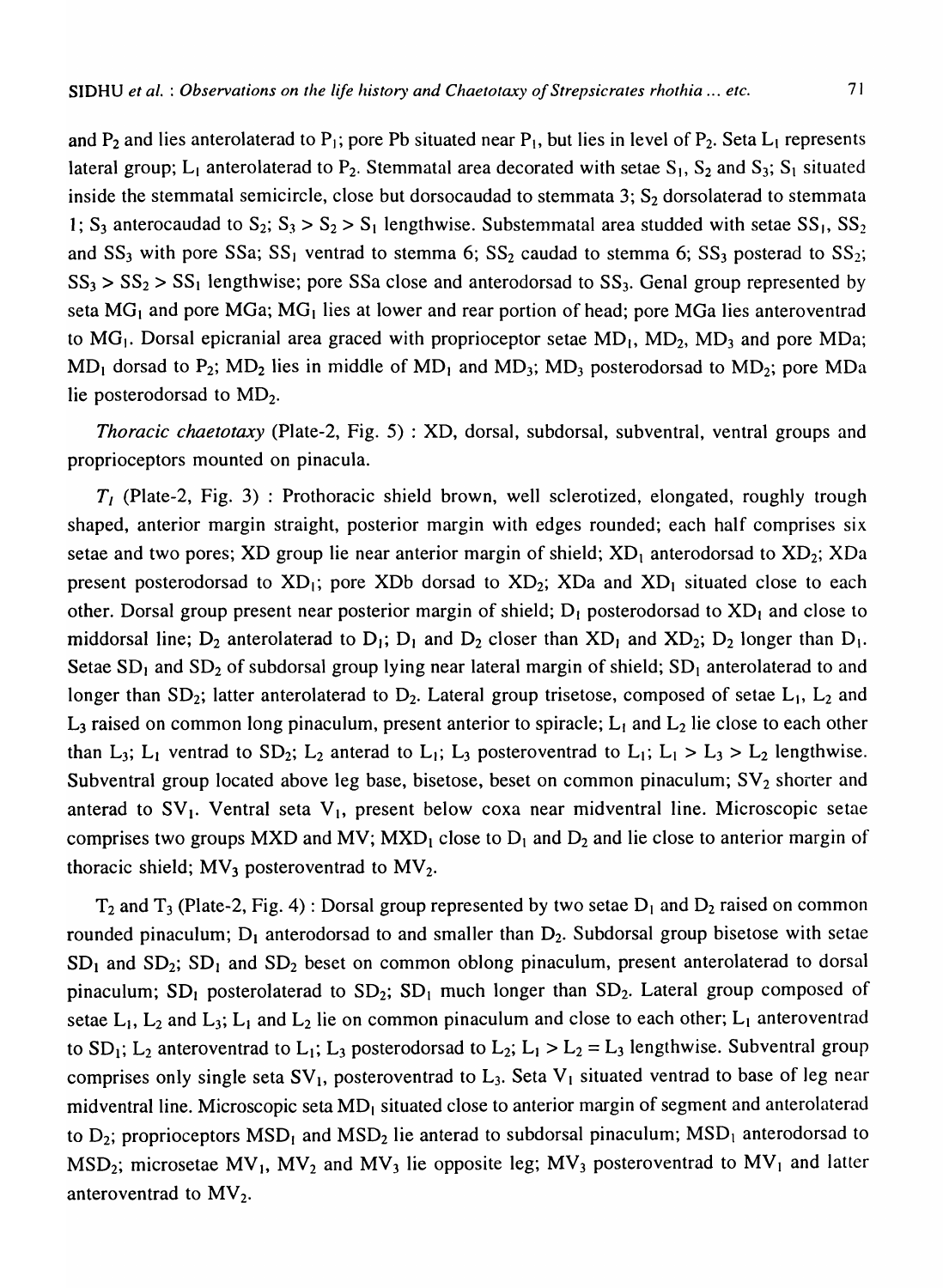and $P_2$ and lies anterolaterad to $P_1$; pore Pb situated near $P_1$, but lies in level of $P_2$. Seta $L_1$ represents lateral group; $L_1$ anterolaterad to $P_2$. Stemmatal area decorated with setae $S_1$, $S_2$ and $S_3$; $S_1$ situated inside the stemmatal semicircle, close but dorsocaudad to stemmata 3; $S_2$ dorsolaterad to stemmata 1; $S_3$ anterocaudad to $S_2$; $S_3 > S_2 > S_1$ lengthwise. Substemmatal area studded with setae $SS_1$, $SS_2$ and $SS_3$ with pore SSa; $SS_1$ ventrad to stemma 6; $SS_2$ caudad to stemma 6; $SS_3$ posterad to $SS_2$; $SS_3 > SS_2 > SS_1$ lengthwise; pore SSa close and anterodorsad to $SS_3$. Genal group represented by seta $MG_1$ and pore MGa; $MG_1$ lies at lower and rear portion of head; pore MGa lies anteroventrad to $MG_1$. Dorsal epicranial area graced with proprioceptor setae $MD_1$, $MD_2$, $MD_3$ and pore MDa; $MD_1$ dorsad to $P_2$; $MD_2$ lies in middle of $MD_1$ and $MD_3$; $MD_3$ posterodorsad to $MD_2$; pore MDa lie posterodorsad to $MD_2$.

*Thoracic chaetotaxy* (Plate-2, Fig. 5) : XD, dorsal, subdorsal, subventral, ventral groups and proprioceptors mounted on pinacula.

*$T_1$* (Plate-2, Fig. 3) : Prothoracic shield brown, well sclerotized, elongated, roughly trough shaped, anterior margin straight, posterior margin with edges rounded; each half comprises six setae and two pores; XD group lie near anterior margin of shield; $XD_1$ anterodorsad to $XD_2$; XDa present posterodorsad to $XD_1$; pore XDb dorsad to $XD_2$; XDa and $XD_1$ situated close to each other. Dorsal group present near posterior margin of shield; $D_1$ posterodorsad to $XD_1$ and close to middorsal line; $D_2$ anterolaterad to $D_1$; $D_1$ and $D_2$ closer than $XD_1$ and $XD_2$; $D_2$ longer than $D_1$. Setae $SD_1$ and $SD_2$ of subdorsal group lying near lateral margin of shield; $SD_1$ anterolaterad to and longer than $SD_2$; latter anterolaterad to $D_2$. Lateral group trisetose, composed of setae $L_1$, $L_2$ and $L_3$ raised on common long pinaculum, present anterior to spiracle; $L_1$ and $L_2$ lie close to each other than $L_3$; $L_1$ ventrad to $SD_2$; $L_2$ anterad to $L_1$; $L_3$ posteroventrad to $L_1$; $L_1 > L_3 > L_2$ lengthwise. Subventral group located above leg base, bisetose, beset on common pinaculum; $SV_2$ shorter and anterad to $SV_1$. Ventral seta $V_1$, present below coxa near midventral line. Microscopic setae comprises two groups MXD and MV; $MXD_1$ close to $D_1$ and $D_2$ and lie close to anterior margin of thoracic shield; $MV_3$ posteroventrad to $MV_2$.

$T_2$ and $T_3$ (Plate-2, Fig. 4) : Dorsal group represented by two setae $D_1$ and $D_2$ raised on common rounded pinaculum; $D_1$ anterodorsad to and smaller than $D_2$. Subdorsal group bisetose with setae $SD_1$ and $SD_2$; $SD_1$ and $SD_2$ beset on common oblong pinaculum, present anterolaterad to dorsal pinaculum; $SD_1$ posterolaterad to $SD_2$; $SD_1$ much longer than $SD_2$. Lateral group composed of setae $L_1$, $L_2$ and $L_3$; $L_1$ and $L_2$ lie on common pinaculum and close to each other; $L_1$ anteroventrad to $SD_1$; $L_2$ anteroventrad to $L_1$; $L_3$ posterodorsad to $L_2$; $L_1 > L_2 = L_3$ lengthwise. Subventral group comprises only single seta $SV_1$, posteroventrad to $L_3$. Seta $V_1$ situated ventrad to base of leg near midventral line. Microscopic seta $MD_1$ situated close to anterior margin of segment and anterolaterad to $D_2$; proprioceptors $MSD_1$ and $MSD_2$ lie anterad to subdorsal pinaculum; $MSD_1$ anterodorsad to $MSD_2$; microsetae $MV_1$, $MV_2$ and $MV_3$ lie opposite leg; $MV_3$ posteroventrad to $MV_1$ and latter anteroventrad to $MV_2$.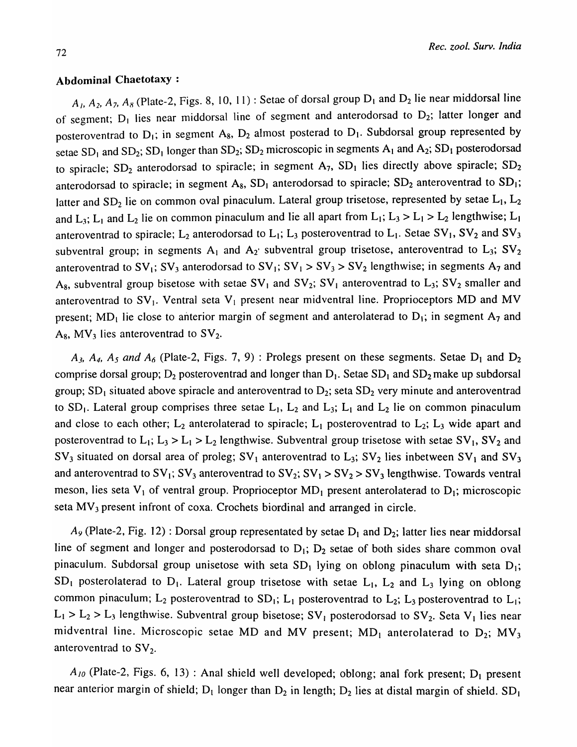### Abdominal Chaetotaxy :

*$A_1$, $A_2$, $A_7$, $A_8$* (Plate-2, Figs. 8, 10, 11) : Setae of dorsal group $D_1$ and $D_2$ lie near middorsal line of segment; $D_1$ lies near middorsal line of segment and anterodorsad to $D_2$; latter longer and posteroventrad to $D_1$; in segment $A_8$, $D_2$ almost posterad to $D_1$. Subdorsal group represented by setae $SD_1$ and $SD_2$; $SD_1$ longer than $SD_2$; $SD_2$ microscopic in segments $A_1$ and $A_2$; $SD_1$ posterodorsad to spiracle; $SD_2$ anterodorsad to spiracle; in segment $A_7$, $SD_1$ lies directly above spiracle; $SD_2$ anterodorsad to spiracle; in segment $A_8$, $SD_1$ anterodorsad to spiracle; $SD_2$ anteroventrad to $SD_1$; latter and $SD_2$ lie on common oval pinaculum. Lateral group trisetose, represented by setae $L_1$, $L_2$ and $L_3$; $L_1$ and $L_2$ lie on common pinaculum and lie all apart from $L_1$; $L_3 > L_1 > L_2$ lengthwise; $L_1$ anteroventrad to spiracle; $L_2$ anterodorsad to $L_1$; $L_3$ posteroventrad to $L_1$. Setae $SV_1$, $SV_2$ and $SV_3$ subventral group; in segments $A_1$ and $A_2$ subventral group trisetose, anteroventrad to $L_3$; $SV_2$ anteroventrad to $SV_1$; $SV_3$ anterodorsad to $SV_1$; $SV_1 > SV_3 > SV_2$ lengthwise; in segments $A_7$ and $A_8$, subventral group bisetose with setae $SV_1$ and $SV_2$; $SV_1$ anteroventrad to $L_3$; $SV_2$ smaller and anteroventrad to $SV_1$. Ventral seta $V_1$ present near midventral line. Proprioceptors MD and MV present; $MD_1$ lie close to anterior margin of segment and anterolaterad to $D_1$; in segment $A_7$ and $A_8$, $MV_3$ lies anteroventrad to $SV_2$.

*$A_3$, $A_4$, $A_5$ and $A_6$* (Plate-2, Figs. 7, 9) : Prolegs present on these segments. Setae $D_1$ and $D_2$ comprise dorsal group; $D_2$ posteroventrad and longer than $D_1$. Setae $SD_1$ and $SD_2$ make up subdorsal group; $SD_1$ situated above spiracle and anteroventrad to $D_2$; seta $SD_2$ very minute and anteroventrad to $SD_1$. Lateral group comprises three setae $L_1$, $L_2$ and $L_3$; $L_1$ and $L_2$ lie on common pinaculum and close to each other; $L_2$ anterolaterad to spiracle; $L_1$ posteroventrad to $L_2$; $L_3$ wide apart and posteroventrad to $L_1$; $L_3 > L_1 > L_2$ lengthwise. Subventral group trisetose with setae $SV_1$, $SV_2$ and $SV_3$ situated on dorsal area of proleg; $SV_1$ anteroventrad to $L_3$; $SV_2$ lies inbetween $SV_1$ and $SV_3$ and anteroventrad to $SV_1$; $SV_3$ anteroventrad to $SV_2$; $SV_1 > SV_2 > SV_3$ lengthwise. Towards ventral meson, lies seta $V_1$ of ventral group. Proprioceptor $MD_1$ present anterolaterad to $D_1$; microscopic seta $MV_3$ present infront of coxa. Crochets biordinal and arranged in circle.

*$A_9$* (Plate-2, Fig. 12) : Dorsal group representated by setae $D_1$ and $D_2$; latter lies near middorsal line of segment and longer and posterodorsad to $D_1$; $D_2$ setae of both sides share common oval pinaculum. Subdorsal group unisetose with seta $SD_1$ lying on oblong pinaculum with seta $D_1$; $SD_1$ posterolaterad to $D_1$. Lateral group trisetose with setae $L_1$, $L_2$ and $L_3$ lying on oblong common pinaculum; $L_2$ posteroventrad to $SD_1$; $L_1$ posteroventrad to $L_2$; $L_3$ posteroventrad to $L_1$; $L_1 > L_2 > L_3$ lengthwise. Subventral group bisetose; $SV_1$ posterodorsad to $SV_2$. Seta $V_1$ lies near midventral line. Microscopic setae MD and MV present; $MD_1$ anterolaterad to $D_2$; $MV_3$ anteroventrad to $SV_2$.

*$A_{10}$* (Plate-2, Figs. 6, 13) : Anal shield well developed; oblong; anal fork present; $D_1$ present near anterior margin of shield; $D_1$ longer than $D_2$ in length; $D_2$ lies at distal margin of shield. $SD_1$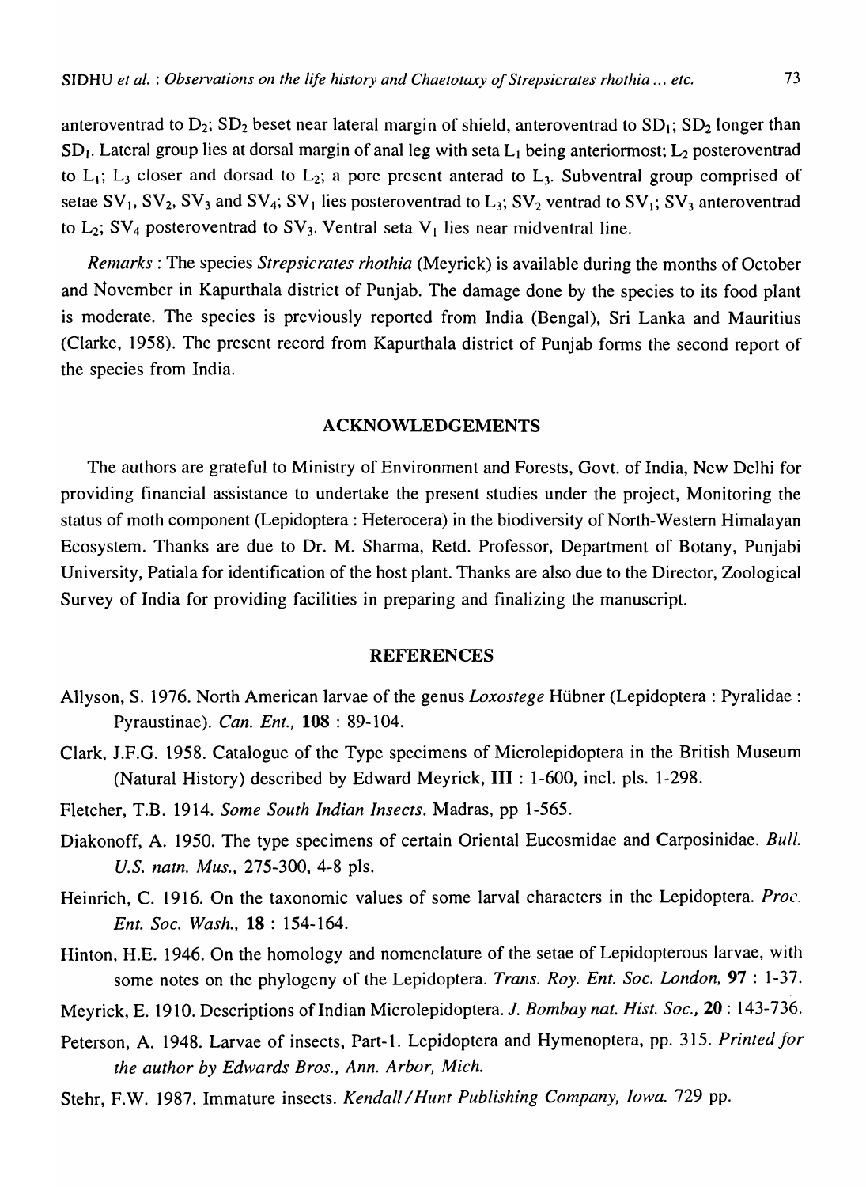anteroventrad to $D_2$; $SD_2$ beset near lateral margin of shield, anteroventrad to $SD_1$; $SD_2$ longer than $SD_1$. Lateral group lies at dorsal margin of anal leg with seta $L_1$ being anteriormost; $L_2$ posteroventrad to $L_1$; $L_3$ closer and dorsad to $L_2$; a pore present anterad to $L_3$. Subventral group comprised of setae $SV_1$, $SV_2$, $SV_3$ and $SV_4$; $SV_1$ lies posteroventrad to $L_3$; $SV_2$ ventrad to $SV_1$; $SV_3$ anteroventrad to $L_2$; $SV_4$ posteroventrad to $SV_3$. Ventral seta $V_1$ lies near midventral line.

*Remarks* : The species *Strepsicrates rhothia* (Meyrick) is available during the months of October and November in Kapurthala district of Punjab. The damage done by the species to its food plant is moderate. The species is previously reported from India (Bengal), Sri Lanka and Mauritius (Clarke, 1958). The present record from Kapurthala district of Punjab forms the second report of the species from India.

## ACKNOWLEDGEMENTS

The authors are grateful to Ministry of Environment and Forests, Govt. of India, New Delhi for providing financial assistance to undertake the present studies under the project, Monitoring the status of moth component (Lepidoptera : Heterocera) in the biodiversity of North-Western Himalayan Ecosystem. Thanks are due to Dr. M. Sharma, Retd. Professor, Department of Botany, Punjabi University, Patiala for identification of the host plant. Thanks are also due to the Director, Zoological Survey of India for providing facilities in preparing and finalizing the manuscript.

## REFERENCES

Allyson, S. 1976. North American larvae of the genus *Loxostege* Hübner (Lepidoptera : Pyralidae : Pyraustinae). *Can. Ent.*, **108** : 89-104.

Clark, J.F.G. 1958. Catalogue of the Type specimens of Microlepidoptera in the British Museum (Natural History) described by Edward Meyrick, **III** : 1-600, incl. pls. 1-298.

Fletcher, T.B. 1914. *Some South Indian Insects*. Madras, pp 1-565.

Diakonoff, A. 1950. The type specimens of certain Oriental Eucosmidae and Carposinidae. *Bull. U.S. natn. Mus.*, 275-300, 4-8 pls.

Heinrich, C. 1916. On the taxonomic values of some larval characters in the Lepidoptera. *Proc. Ent. Soc. Wash.*, **18** : 154-164.

Hinton, H.E. 1946. On the homology and nomenclature of the setae of Lepidopterous larvae, with some notes on the phylogeny of the Lepidoptera. *Trans. Roy. Ent. Soc. London*, **97** : 1-37.

Meyrick, E. 1910. Descriptions of Indian Microlepidoptera. *J. Bombay nat. Hist. Soc.*, **20** : 143-736.

Peterson, A. 1948. Larvae of insects, Part-1. Lepidoptera and Hymenoptera, pp. 315. *Printed for the author by Edwards Bros., Ann. Arbor, Mich.*

Stehr, F.W. 1987. Immature insects. *Kendall/Hunt Publishing Company, Iowa.* 729 pp.